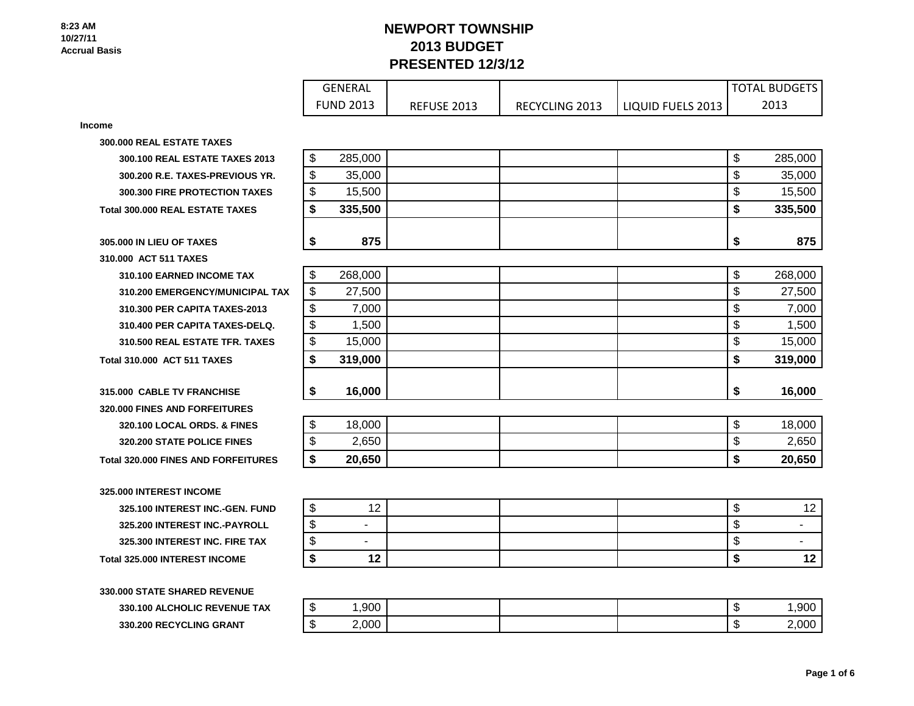8:23 AM
10/27/11
Accrual Basis

# NEWPORT TOWNSHIP
## 2013 BUDGET
## PRESENTED 12/3/12

| | GENERAL FUND 2013 | REFUSE 2013 | RECYCLING 2013 | LIQUID FUELS 2013 | TOTAL BUDGETS 2013 |
|---|---|---|---|---|---|
| **Income** | | | | | |
| **300.000 REAL ESTATE TAXES** | | | | | |
| **300.100 REAL ESTATE TAXES 2013** | $ 285,000 | | | | $ 285,000 |
| **300.200 R.E. TAXES-PREVIOUS YR.** | $ 35,000 | | | | $ 35,000 |
| **300.300 FIRE PROTECTION TAXES** | $ 15,500 | | | | $ 15,500 |
| **Total 300.000 REAL ESTATE TAXES** | **$ 335,500** | | | | **$ 335,500** |
| **305.000 IN LIEU OF TAXES** | **$ 875** | | | | **$ 875** |
| **310.000 ACT 511 TAXES** | | | | | |
| **310.100 EARNED INCOME TAX** | $ 268,000 | | | | $ 268,000 |
| **310.200 EMERGENCY/MUNICIPAL TAX** | $ 27,500 | | | | $ 27,500 |
| **310.300 PER CAPITA TAXES-2013** | $ 7,000 | | | | $ 7,000 |
| **310.400 PER CAPITA TAXES-DELQ.** | $ 1,500 | | | | $ 1,500 |
| **310.500 REAL ESTATE TFR. TAXES** | $ 15,000 | | | | $ 15,000 |
| **Total 310.000 ACT 511 TAXES** | **$ 319,000** | | | | **$ 319,000** |
| **315.000 CABLE TV FRANCHISE** | **$ 16,000** | | | | **$ 16,000** |
| **320.000 FINES AND FORFEITURES** | | | | | |
| **320.100 LOCAL ORDS. & FINES** | $ 18,000 | | | | $ 18,000 |
| **320.200 STATE POLICE FINES** | $ 2,650 | | | | $ 2,650 |
| **Total 320.000 FINES AND FORFEITURES** | **$ 20,650** | | | | **$ 20,650** |
| **325.000 INTEREST INCOME** | | | | | |
| **325.100 INTEREST INC.-GEN. FUND** | $ 12 | | | | $ 12 |
| **325.200 INTEREST INC.-PAYROLL** | $ - | | | | $ - |
| **325.300 INTEREST INC. FIRE TAX** | $ - | | | | $ - |
| **Total 325.000 INTEREST INCOME** | **$ 12** | | | | **$ 12** |
| **330.000 STATE SHARED REVENUE** | | | | | |
| **330.100 ALCHOLIC REVENUE TAX** | $ 1,900 | | | | $ 1,900 |
| **330.200 RECYCLING GRANT** | $ 2,000 | | | | $ 2,000 |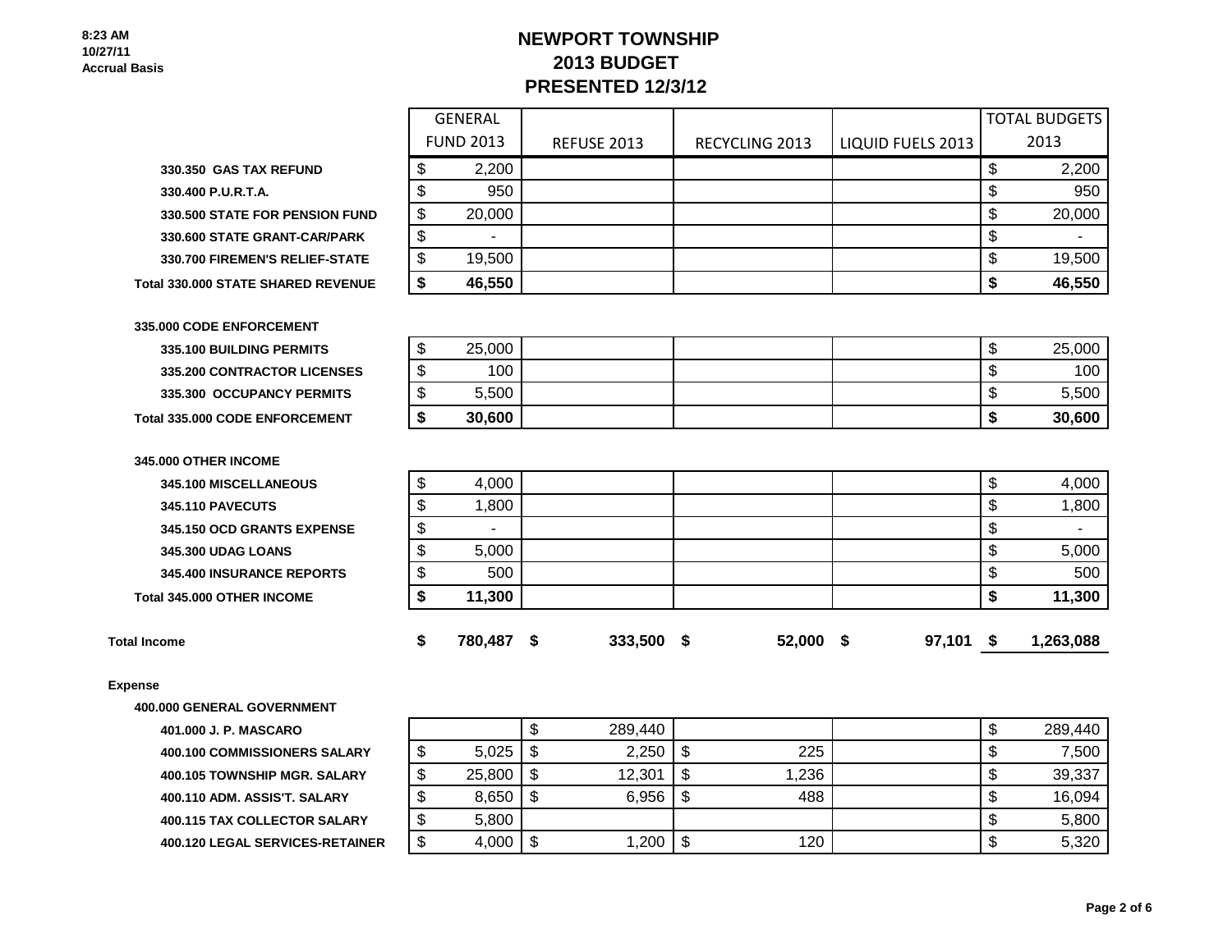8:23 AM
10/27/11
Accrual Basis

# NEWPORT TOWNSHIP
## 2013 BUDGET
## PRESENTED 12/3/12

| | GENERAL FUND 2013 | REFUSE 2013 | RECYCLING 2013 | LIQUID FUELS 2013 | TOTAL BUDGETS 2013 |
|---|---|---|---|---|---|
| 330.350 GAS TAX REFUND | $ 2,200 | | | | $ 2,200 |
| 330.400 P.U.R.T.A. | $ 950 | | | | $ 950 |
| 330.500 STATE FOR PENSION FUND | $ 20,000 | | | | $ 20,000 |
| 330.600 STATE GRANT-CAR/PARK | $ - | | | | $ - |
| 330.700 FIREMEN'S RELIEF-STATE | $ 19,500 | | | | $ 19,500 |
| **Total 330.000 STATE SHARED REVENUE** | **$ 46,550** | | | | **$ 46,550** |
| **335.000 CODE ENFORCEMENT** | | | | | |
| 335.100 BUILDING PERMITS | $ 25,000 | | | | $ 25,000 |
| 335.200 CONTRACTOR LICENSES | $ 100 | | | | $ 100 |
| 335.300 OCCUPANCY PERMITS | $ 5,500 | | | | $ 5,500 |
| **Total 335.000 CODE ENFORCEMENT** | **$ 30,600** | | | | **$ 30,600** |
| **345.000 OTHER INCOME** | | | | | |
| 345.100 MISCELLANEOUS | $ 4,000 | | | | $ 4,000 |
| 345.110 PAVECUTS | $ 1,800 | | | | $ 1,800 |
| 345.150 OCD GRANTS EXPENSE | $ - | | | | $ - |
| 345.300 UDAG LOANS | $ 5,000 | | | | $ 5,000 |
| 345.400 INSURANCE REPORTS | $ 500 | | | | $ 500 |
| **Total 345.000 OTHER INCOME** | **$ 11,300** | | | | **$ 11,300** |
| **Total Income** | **$ 780,487** | **$ 333,500** | **$ 52,000** | **$ 97,101** | **$ 1,263,088** |
| **Expense** | | | | | |
| **400.000 GENERAL GOVERNMENT** | | | | | |
| 401.000 J. P. MASCARO | | $ 289,440 | | | $ 289,440 |
| 400.100 COMMISSIONERS SALARY | $ 5,025 | $ 2,250 | $ 225 | | $ 7,500 |
| 400.105 TOWNSHIP MGR. SALARY | $ 25,800 | $ 12,301 | $ 1,236 | | $ 39,337 |
| 400.110 ADM. ASSIS'T. SALARY | $ 8,650 | $ 6,956 | $ 488 | | $ 16,094 |
| 400.115 TAX COLLECTOR SALARY | $ 5,800 | | | | $ 5,800 |
| 400.120 LEGAL SERVICES-RETAINER | $ 4,000 | $ 1,200 | $ 120 | | $ 5,320 |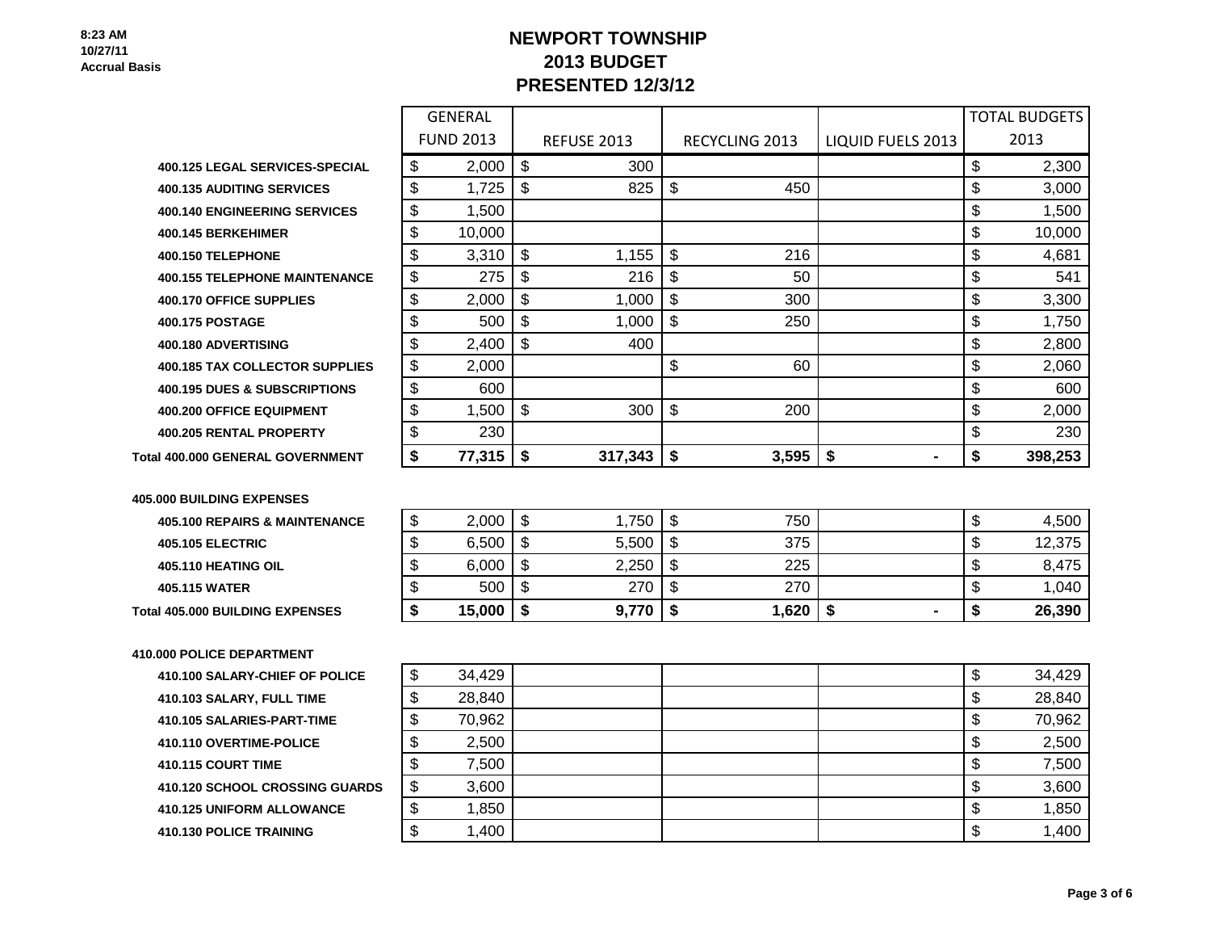8:23 AM
10/27/11
Accrual Basis

# NEWPORT TOWNSHIP
## 2013 BUDGET
## PRESENTED 12/3/12

| | GENERAL FUND 2013 | REFUSE 2013 | RECYCLING 2013 | LIQUID FUELS 2013 | TOTAL BUDGETS 2013 |
|---|---|---|---|---|---|
| **400.125 LEGAL SERVICES-SPECIAL** | $ 2,000 | $ 300 | | | $ 2,300 |
| **400.135 AUDITING SERVICES** | $ 1,725 | $ 825 | $ 450 | | $ 3,000 |
| **400.140 ENGINEERING SERVICES** | $ 1,500 | | | | $ 1,500 |
| **400.145 BERKEHIMER** | $ 10,000 | | | | $ 10,000 |
| **400.150 TELEPHONE** | $ 3,310 | $ 1,155 | $ 216 | | $ 4,681 |
| **400.155 TELEPHONE MAINTENANCE** | $ 275 | $ 216 | $ 50 | | $ 541 |
| **400.170 OFFICE SUPPLIES** | $ 2,000 | $ 1,000 | $ 300 | | $ 3,300 |
| **400.175 POSTAGE** | $ 500 | $ 1,000 | $ 250 | | $ 1,750 |
| **400.180 ADVERTISING** | $ 2,400 | $ 400 | | | $ 2,800 |
| **400.185 TAX COLLECTOR SUPPLIES** | $ 2,000 | | $ 60 | | $ 2,060 |
| **400.195 DUES & SUBSCRIPTIONS** | $ 600 | | | | $ 600 |
| **400.200 OFFICE EQUIPMENT** | $ 1,500 | $ 300 | $ 200 | | $ 2,000 |
| **400.205 RENTAL PROPERTY** | $ 230 | | | | $ 230 |
| **Total 400.000 GENERAL GOVERNMENT** | **$ 77,315** | **$ 317,343** | **$ 3,595** | **$ -** | **$ 398,253** |
| | | | | | |
| **405.000 BUILDING EXPENSES** | | | | | |
| **405.100 REPAIRS & MAINTENANCE** | $ 2,000 | $ 1,750 | $ 750 | | $ 4,500 |
| **405.105 ELECTRIC** | $ 6,500 | $ 5,500 | $ 375 | | $ 12,375 |
| **405.110 HEATING OIL** | $ 6,000 | $ 2,250 | $ 225 | | $ 8,475 |
| **405.115 WATER** | $ 500 | $ 270 | $ 270 | | $ 1,040 |
| **Total 405.000 BUILDING EXPENSES** | **$ 15,000** | **$ 9,770** | **$ 1,620** | **$ -** | **$ 26,390** |
| | | | | | |
| **410.000 POLICE DEPARTMENT** | | | | | |
| **410.100 SALARY-CHIEF OF POLICE** | $ 34,429 | | | | $ 34,429 |
| **410.103 SALARY, FULL TIME** | $ 28,840 | | | | $ 28,840 |
| **410.105 SALARIES-PART-TIME** | $ 70,962 | | | | $ 70,962 |
| **410.110 OVERTIME-POLICE** | $ 2,500 | | | | $ 2,500 |
| **410.115 COURT TIME** | $ 7,500 | | | | $ 7,500 |
| **410.120 SCHOOL CROSSING GUARDS** | $ 3,600 | | | | $ 3,600 |
| **410.125 UNIFORM ALLOWANCE** | $ 1,850 | | | | $ 1,850 |
| **410.130 POLICE TRAINING** | $ 1,400 | | | | $ 1,400 |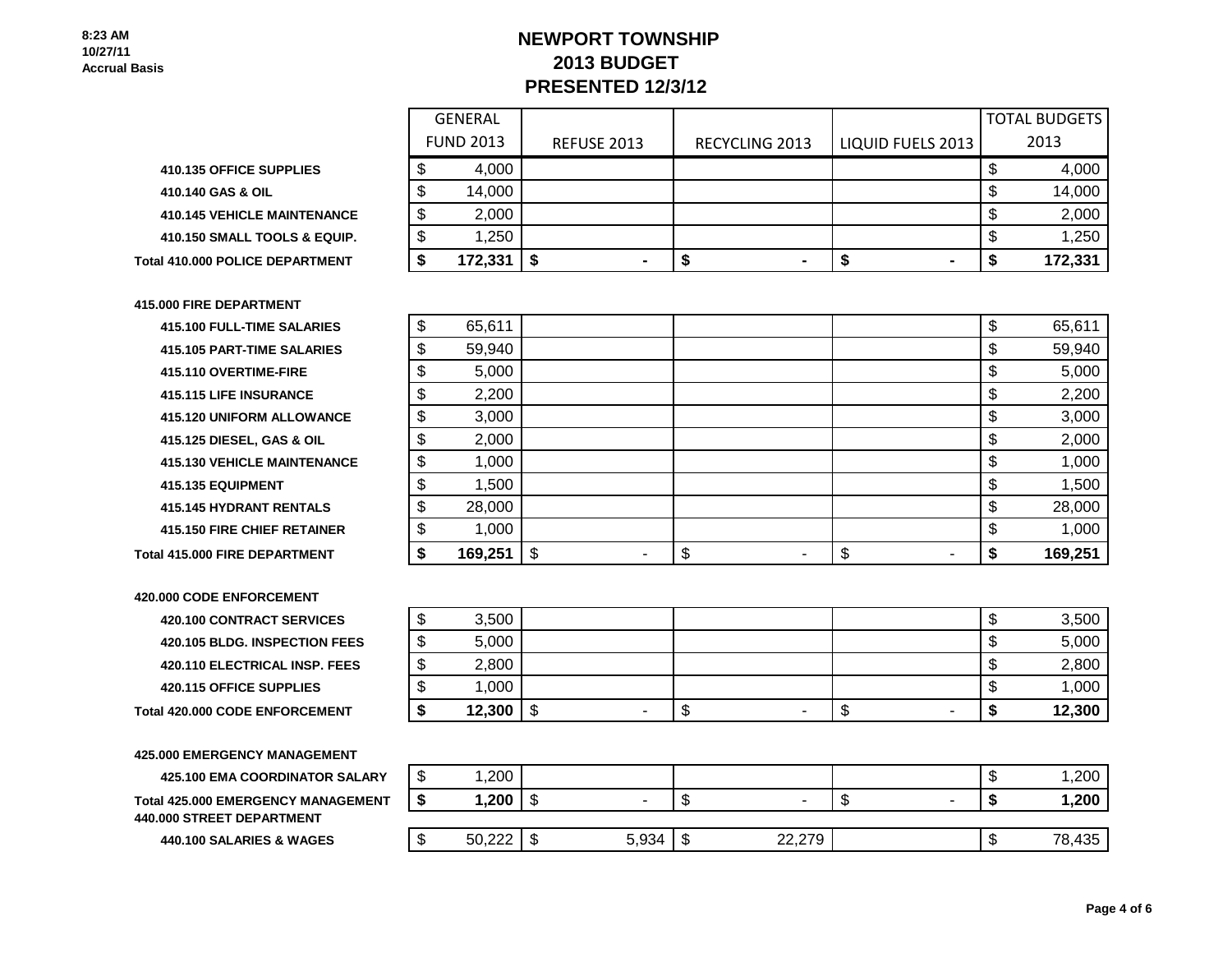8:23 AM
10/27/11
Accrual Basis

# NEWPORT TOWNSHIP
## 2013 BUDGET
## PRESENTED 12/3/12

| | GENERAL FUND 2013 | REFUSE 2013 | RECYCLING 2013 | LIQUID FUELS 2013 | TOTAL BUDGETS 2013 |
|---|---|---|---|---|---|
| **410.135 OFFICE SUPPLIES** | $ 4,000 | | | | $ 4,000 |
| **410.140 GAS & OIL** | $ 14,000 | | | | $ 14,000 |
| **410.145 VEHICLE MAINTENANCE** | $ 2,000 | | | | $ 2,000 |
| **410.150 SMALL TOOLS & EQUIP.** | $ 1,250 | | | | $ 1,250 |
| **Total 410.000 POLICE DEPARTMENT** | **$ 172,331** | **$ -** | **$ -** | **$ -** | **$ 172,331** |
| **415.000 FIRE DEPARTMENT** | | | | | |
| **415.100 FULL-TIME SALARIES** | $ 65,611 | | | | $ 65,611 |
| **415.105 PART-TIME SALARIES** | $ 59,940 | | | | $ 59,940 |
| **415.110 OVERTIME-FIRE** | $ 5,000 | | | | $ 5,000 |
| **415.115 LIFE INSURANCE** | $ 2,200 | | | | $ 2,200 |
| **415.120 UNIFORM ALLOWANCE** | $ 3,000 | | | | $ 3,000 |
| **415.125 DIESEL, GAS & OIL** | $ 2,000 | | | | $ 2,000 |
| **415.130 VEHICLE MAINTENANCE** | $ 1,000 | | | | $ 1,000 |
| **415.135 EQUIPMENT** | $ 1,500 | | | | $ 1,500 |
| **415.145 HYDRANT RENTALS** | $ 28,000 | | | | $ 28,000 |
| **415.150 FIRE CHIEF RETAINER** | $ 1,000 | | | | $ 1,000 |
| **Total 415.000 FIRE DEPARTMENT** | **$ 169,251** | $ - | $ - | $ - | **$ 169,251** |
| **420.000 CODE ENFORCEMENT** | | | | | |
| **420.100 CONTRACT SERVICES** | $ 3,500 | | | | $ 3,500 |
| **420.105 BLDG. INSPECTION FEES** | $ 5,000 | | | | $ 5,000 |
| **420.110 ELECTRICAL INSP. FEES** | $ 2,800 | | | | $ 2,800 |
| **420.115 OFFICE SUPPLIES** | $ 1,000 | | | | $ 1,000 |
| **Total 420.000 CODE ENFORCEMENT** | **$ 12,300** | $ - | $ - | $ - | **$ 12,300** |
| **425.000 EMERGENCY MANAGEMENT** | | | | | |
| **425.100 EMA COORDINATOR SALARY** | $ 1,200 | | | | $ 1,200 |
| **Total 425.000 EMERGENCY MANAGEMENT** | **$ 1,200** | $ - | $ - | $ - | **$ 1,200** |
| **440.000 STREET DEPARTMENT** | | | | | |
| **440.100 SALARIES & WAGES** | $ 50,222 | $ 5,934 | $ 22,279 | | $ 78,435 |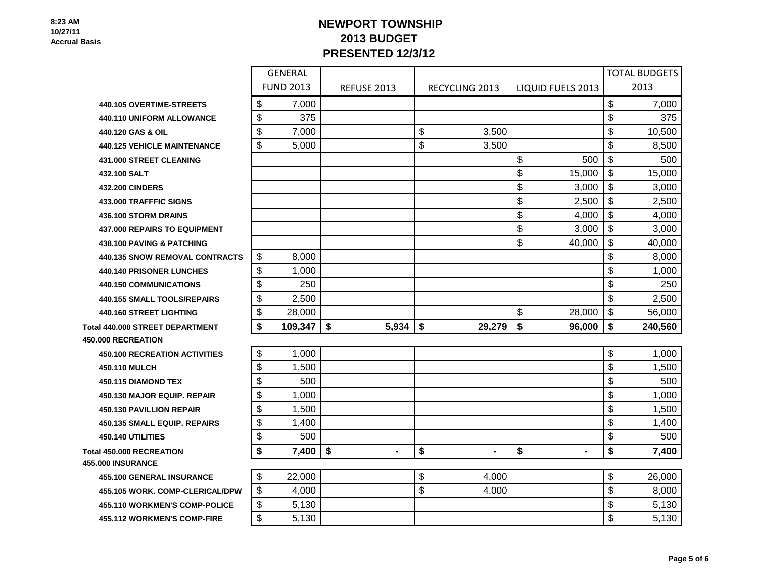8:23 AM
10/27/11
Accrual Basis

# NEWPORT TOWNSHIP
## 2013 BUDGET
## PRESENTED 12/3/12

| | GENERAL FUND 2013 | REFUSE 2013 | RECYCLING 2013 | LIQUID FUELS 2013 | TOTAL BUDGETS 2013 |
|---|---|---|---|---|---|
| 440.105 OVERTIME-STREETS | $ 7,000 | | | | $ 7,000 |
| 440.110 UNIFORM ALLOWANCE | $ 375 | | | | $ 375 |
| 440.120 GAS & OIL | $ 7,000 | | $ 3,500 | | $ 10,500 |
| 440.125 VEHICLE MAINTENANCE | $ 5,000 | | $ 3,500 | | $ 8,500 |
| 431.000 STREET CLEANING | | | | $ 500 | $ 500 |
| 432.100 SALT | | | | $ 15,000 | $ 15,000 |
| 432.200 CINDERS | | | | $ 3,000 | $ 3,000 |
| 433.000 TRAFFFIC SIGNS | | | | $ 2,500 | $ 2,500 |
| 436.100 STORM DRAINS | | | | $ 4,000 | $ 4,000 |
| 437.000 REPAIRS TO EQUIPMENT | | | | $ 3,000 | $ 3,000 |
| 438.100 PAVING & PATCHING | | | | $ 40,000 | $ 40,000 |
| 440.135 SNOW REMOVAL CONTRACTS | $ 8,000 | | | | $ 8,000 |
| 440.140 PRISONER LUNCHES | $ 1,000 | | | | $ 1,000 |
| 440.150 COMMUNICATIONS | $ 250 | | | | $ 250 |
| 440.155 SMALL TOOLS/REPAIRS | $ 2,500 | | | | $ 2,500 |
| 440.160 STREET LIGHTING | $ 28,000 | | | $ 28,000 | $ 56,000 |
| **Total 440.000 STREET DEPARTMENT** | **$ 109,347** | **$ 5,934** | **$ 29,279** | **$ 96,000** | **$ 240,560** |
| **450.000 RECREATION** | | | | | |
| 450.100 RECREATION ACTIVITIES | $ 1,000 | | | | $ 1,000 |
| 450.110 MULCH | $ 1,500 | | | | $ 1,500 |
| 450.115 DIAMOND TEX | $ 500 | | | | $ 500 |
| 450.130 MAJOR EQUIP. REPAIR | $ 1,000 | | | | $ 1,000 |
| 450.130 PAVILLION REPAIR | $ 1,500 | | | | $ 1,500 |
| 450.135 SMALL EQUIP. REPAIRS | $ 1,400 | | | | $ 1,400 |
| 450.140 UTILITIES | $ 500 | | | | $ 500 |
| **Total 450.000 RECREATION** | **$ 7,400** | **$ -** | **$ -** | **$ -** | **$ 7,400** |
| **455.000 INSURANCE** | | | | | |
| 455.100 GENERAL INSURANCE | $ 22,000 | | $ 4,000 | | $ 26,000 |
| 455.105 WORK. COMP-CLERICAL/DPW | $ 4,000 | | $ 4,000 | | $ 8,000 |
| 455.110 WORKMEN'S COMP-POLICE | $ 5,130 | | | | $ 5,130 |
| 455.112 WORKMEN'S COMP-FIRE | $ 5,130 | | | | $ 5,130 |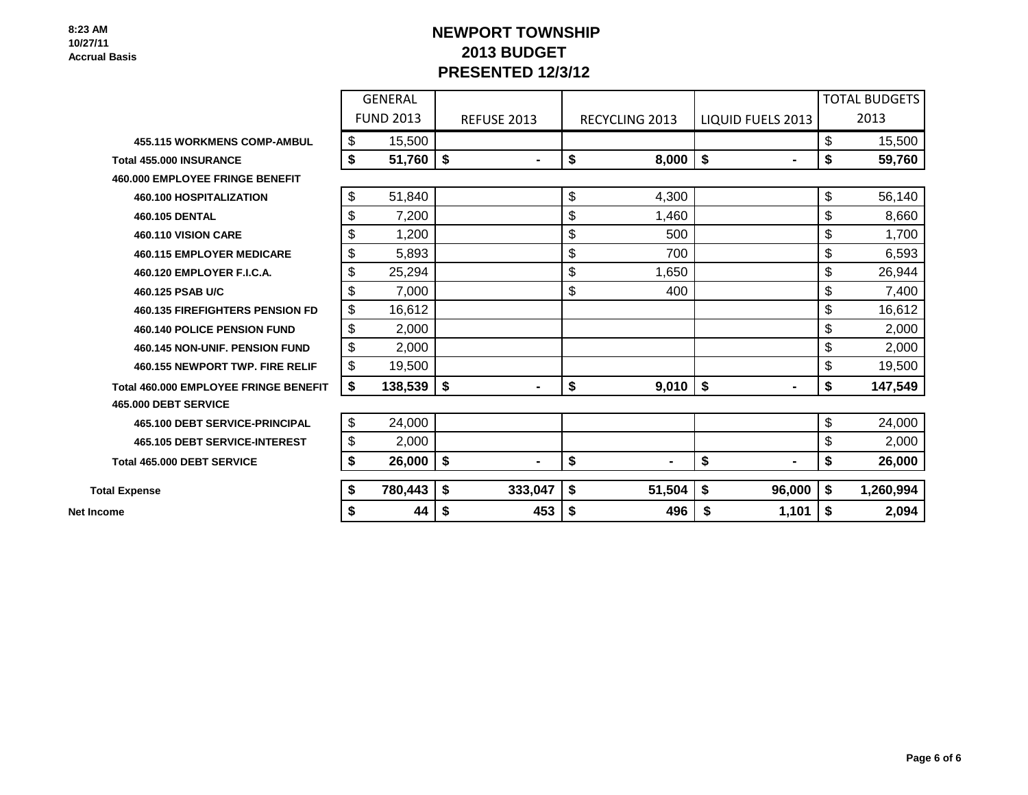8:23 AM
10/27/11
Accrual Basis

# NEWPORT TOWNSHIP
## 2013 BUDGET
## PRESENTED 12/3/12

| | GENERAL FUND 2013 | REFUSE 2013 | RECYCLING 2013 | LIQUID FUELS 2013 | TOTAL BUDGETS 2013 |
|---|---|---|---|---|---|
| 455.115 WORKMENS COMP-AMBUL | $ 15,500 | | | | $ 15,500 |
| **Total 455.000 INSURANCE** | **$ 51,760** | **$ -** | **$ 8,000** | **$ -** | **$ 59,760** |
| **460.000 EMPLOYEE FRINGE BENEFIT** | | | | | |
| 460.100 HOSPITALIZATION | $ 51,840 | | $ 4,300 | | $ 56,140 |
| 460.105 DENTAL | $ 7,200 | | $ 1,460 | | $ 8,660 |
| 460.110 VISION CARE | $ 1,200 | | $ 500 | | $ 1,700 |
| 460.115 EMPLOYER MEDICARE | $ 5,893 | | $ 700 | | $ 6,593 |
| 460.120 EMPLOYER F.I.C.A. | $ 25,294 | | $ 1,650 | | $ 26,944 |
| 460.125 PSAB U/C | $ 7,000 | | $ 400 | | $ 7,400 |
| 460.135 FIREFIGHTERS PENSION FD | $ 16,612 | | | | $ 16,612 |
| 460.140 POLICE PENSION FUND | $ 2,000 | | | | $ 2,000 |
| 460.145 NON-UNIF. PENSION FUND | $ 2,000 | | | | $ 2,000 |
| 460.155 NEWPORT TWP. FIRE RELIF | $ 19,500 | | | | $ 19,500 |
| **Total 460.000 EMPLOYEE FRINGE BENEFIT** | **$ 138,539** | **$ -** | **$ 9,010** | **$ -** | **$ 147,549** |
| **465.000 DEBT SERVICE** | | | | | |
| 465.100 DEBT SERVICE-PRINCIPAL | $ 24,000 | | | | $ 24,000 |
| 465.105 DEBT SERVICE-INTEREST | $ 2,000 | | | | $ 2,000 |
| **Total 465.000 DEBT SERVICE** | **$ 26,000** | **$ -** | **$ -** | **$ -** | **$ 26,000** |
| **Total Expense** | **$ 780,443** | **$ 333,047** | **$ 51,504** | **$ 96,000** | **$ 1,260,994** |
| **Net Income** | **$ 44** | **$ 453** | **$ 496** | **$ 1,101** | **$ 2,094** |